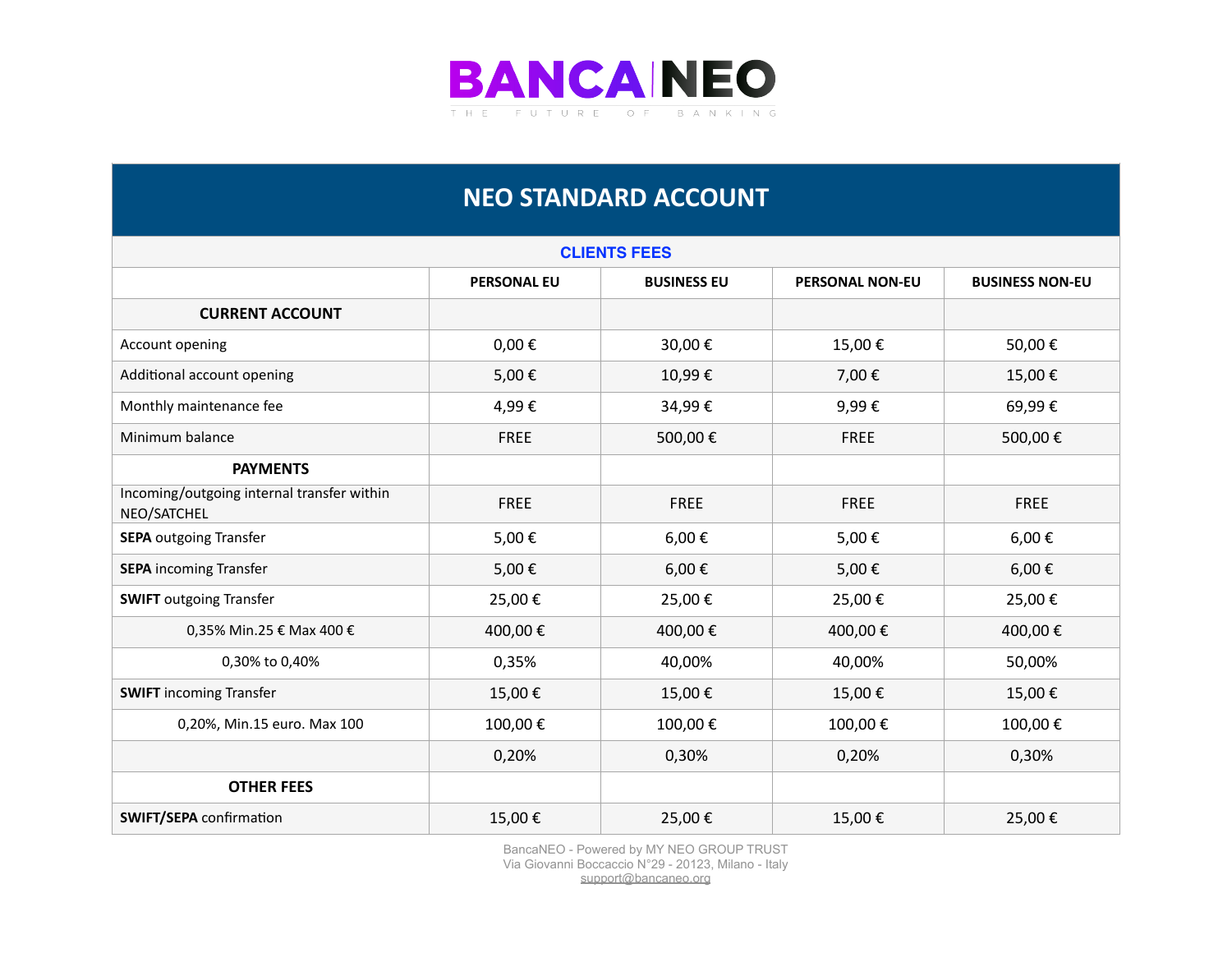# BANCA NEO

THE FUTURE OF BANKING

## NEO STANDARD ACCOUNT

| CLIENTS FEES | | | | |
|---|---|---|---|---|
| | PERSONAL EU | BUSINESS EU | PERSONAL NON-EU | BUSINESS NON-EU |
| **CURRENT ACCOUNT** | | | | |
| Account opening | 0,00 € | 30,00 € | 15,00 € | 50,00 € |
| Additional account opening | 5,00 € | 10,99 € | 7,00 € | 15,00 € |
| Monthly maintenance fee | 4,99 € | 34,99 € | 9,99 € | 69,99 € |
| Minimum balance | FREE | 500,00 € | FREE | 500,00 € |
| **PAYMENTS** | | | | |
| Incoming/outgoing internal transfer within NEO/SATCHEL | FREE | FREE | FREE | FREE |
| **SEPA** outgoing Transfer | 5,00 € | 6,00 € | 5,00 € | 6,00 € |
| **SEPA** incoming Transfer | 5,00 € | 6,00 € | 5,00 € | 6,00 € |
| **SWIFT** outgoing Transfer | 25,00 € | 25,00 € | 25,00 € | 25,00 € |
| 0,35% Min.25 € Max 400 € | 400,00 € | 400,00 € | 400,00 € | 400,00 € |
| 0,30% to 0,40% | 0,35% | 40,00% | 40,00% | 50,00% |
| **SWIFT** incoming Transfer | 15,00 € | 15,00 € | 15,00 € | 15,00 € |
| 0,20%, Min.15 euro. Max 100 | 100,00 € | 100,00 € | 100,00 € | 100,00 € |
| | 0,20% | 0,30% | 0,20% | 0,30% |
| **OTHER FEES** | | | | |
| **SWIFT/SEPA** confirmation | 15,00 € | 25,00 € | 15,00 € | 25,00 € |

BancaNEO - Powered by MY NEO GROUP TRUST
Via Giovanni Boccaccio N°29 - 20123, Milano - Italy
support@bancaneo.org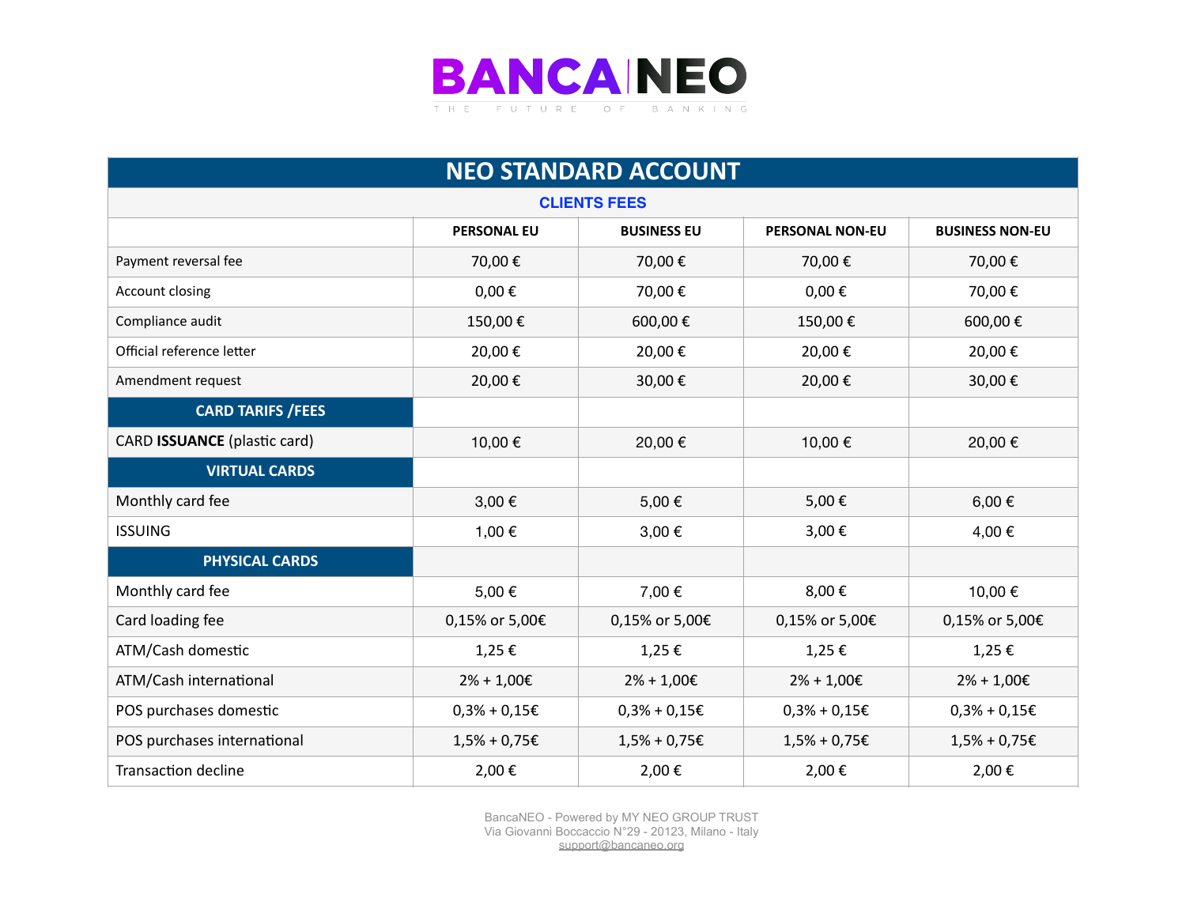# BANCA NEO

THE FUTURE OF BANKING

## NEO STANDARD ACCOUNT

### CLIENTS FEES

| | PERSONAL EU | BUSINESS EU | PERSONAL NON-EU | BUSINESS NON-EU |
|---|---|---|---|---|
| Payment reversal fee | 70,00 € | 70,00 € | 70,00 € | 70,00 € |
| Account closing | 0,00 € | 70,00 € | 0,00 € | 70,00 € |
| Compliance audit | 150,00 € | 600,00 € | 150,00 € | 600,00 € |
| Official reference letter | 20,00 € | 20,00 € | 20,00 € | 20,00 € |
| Amendment request | 20,00 € | 30,00 € | 20,00 € | 30,00 € |
| **CARD TARIFS /FEES** | | | | |
| CARD **ISSUANCE** (plastic card) | 10,00 € | 20,00 € | 10,00 € | 20,00 € |
| **VIRTUAL CARDS** | | | | |
| Monthly card fee | 3,00 € | 5,00 € | 5,00 € | 6,00 € |
| ISSUING | 1,00 € | 3,00 € | 3,00 € | 4,00 € |
| **PHYSICAL CARDS** | | | | |
| Monthly card fee | 5,00 € | 7,00 € | 8,00 € | 10,00 € |
| Card loading fee | 0,15% or 5,00€ | 0,15% or 5,00€ | 0,15% or 5,00€ | 0,15% or 5,00€ |
| ATM/Cash domestic | 1,25 € | 1,25 € | 1,25 € | 1,25 € |
| ATM/Cash international | 2% + 1,00€ | 2% + 1,00€ | 2% + 1,00€ | 2% + 1,00€ |
| POS purchases domestic | 0,3% + 0,15€ | 0,3% + 0,15€ | 0,3% + 0,15€ | 0,3% + 0,15€ |
| POS purchases international | 1,5% + 0,75€ | 1,5% + 0,75€ | 1,5% + 0,75€ | 1,5% + 0,75€ |
| Transaction decline | 2,00 € | 2,00 € | 2,00 € | 2,00 € |

BancaNEO - Powered by MY NEO GROUP TRUST
Via Giovanni Boccaccio N°29 - 20123, Milano - Italy
support@bancaneo.org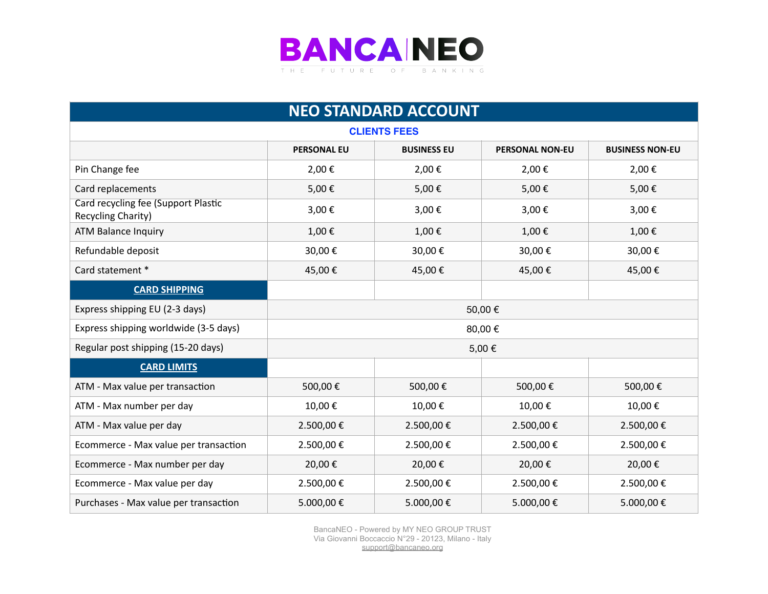BANCA NEO

THE FUTURE OF BANKING

| NEO STANDARD ACCOUNT | | | | |
|---|---|---|---|---|
| **CLIENTS FEES** | | | | |
| | **PERSONAL EU** | **BUSINESS EU** | **PERSONAL NON-EU** | **BUSINESS NON-EU** |
| Pin Change fee | 2,00 € | 2,00 € | 2,00 € | 2,00 € |
| Card replacements | 5,00 € | 5,00 € | 5,00 € | 5,00 € |
| Card recycling fee (Support Plastic Recycling Charity) | 3,00 € | 3,00 € | 3,00 € | 3,00 € |
| ATM Balance Inquiry | 1,00 € | 1,00 € | 1,00 € | 1,00 € |
| Refundable deposit | 30,00 € | 30,00 € | 30,00 € | 30,00 € |
| Card statement * | 45,00 € | 45,00 € | 45,00 € | 45,00 € |
| **CARD SHIPPING** | | | | |
| Express shipping EU (2-3 days) | 50,00 € | | | |
| Express shipping worldwide (3-5 days) | 80,00 € | | | |
| Regular post shipping (15-20 days) | 5,00 € | | | |
| **CARD LIMITS** | | | | |
| ATM - Max value per transaction | 500,00 € | 500,00 € | 500,00 € | 500,00 € |
| ATM - Max number per day | 10,00 € | 10,00 € | 10,00 € | 10,00 € |
| ATM - Max value per day | 2.500,00 € | 2.500,00 € | 2.500,00 € | 2.500,00 € |
| Ecommerce - Max value per transaction | 2.500,00 € | 2.500,00 € | 2.500,00 € | 2.500,00 € |
| Ecommerce - Max number per day | 20,00 € | 20,00 € | 20,00 € | 20,00 € |
| Ecommerce - Max value per day | 2.500,00 € | 2.500,00 € | 2.500,00 € | 2.500,00 € |
| Purchases - Max value per transaction | 5.000,00 € | 5.000,00 € | 5.000,00 € | 5.000,00 € |

BancaNEO - Powered by MY NEO GROUP TRUST
Via Giovanni Boccaccio N°29 - 20123, Milano - Italy
support@bancaneo.org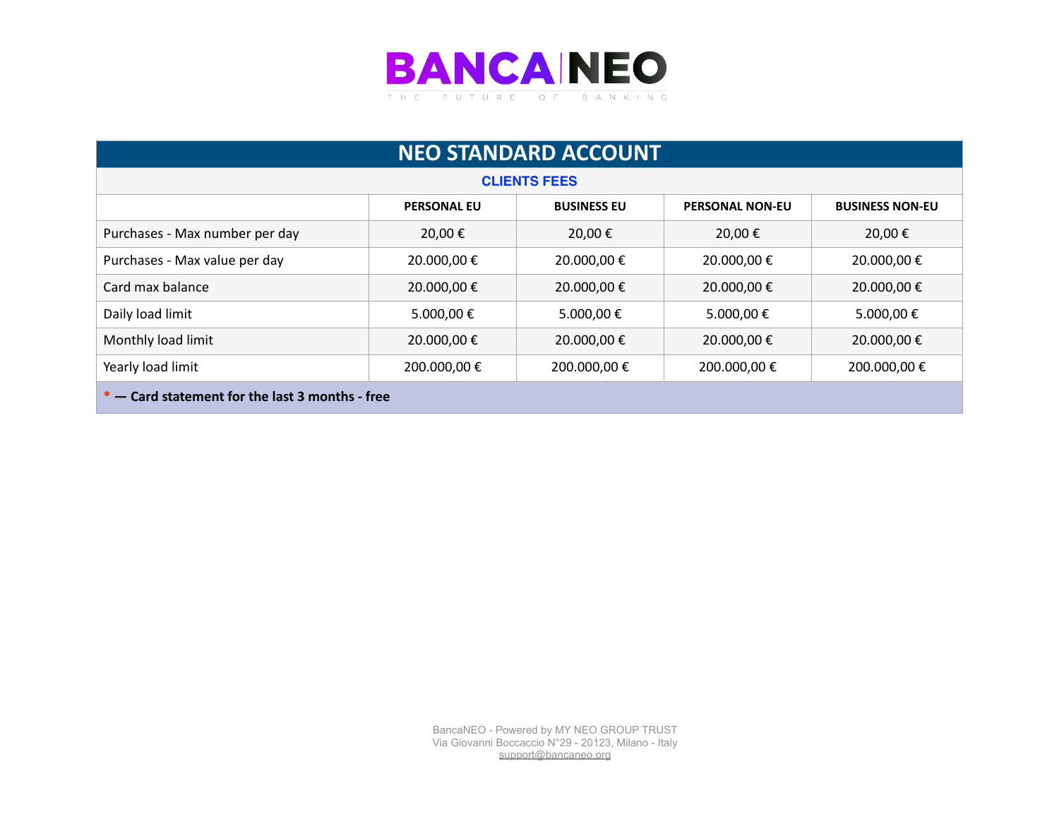# BANCA NEO

THE FUTURE OF BANKING

## NEO STANDARD ACCOUNT

### CLIENTS FEES

| | PERSONAL EU | BUSINESS EU | PERSONAL NON-EU | BUSINESS NON-EU |
|---|---|---|---|---|
| Purchases - Max number per day | 20,00 € | 20,00 € | 20,00 € | 20,00 € |
| Purchases - Max value per day | 20.000,00 € | 20.000,00 € | 20.000,00 € | 20.000,00 € |
| Card max balance | 20.000,00 € | 20.000,00 € | 20.000,00 € | 20.000,00 € |
| Daily load limit | 5.000,00 € | 5.000,00 € | 5.000,00 € | 5.000,00 € |
| Monthly load limit | 20.000,00 € | 20.000,00 € | 20.000,00 € | 20.000,00 € |
| Yearly load limit | 200.000,00 € | 200.000,00 € | 200.000,00 € | 200.000,00 € |

**\* — Card statement for the last 3 months - free**

BancaNEO - Powered by MY NEO GROUP TRUST
Via Giovanni Boccaccio N°29 - 20123, Milano - Italy
support@bancaneo.org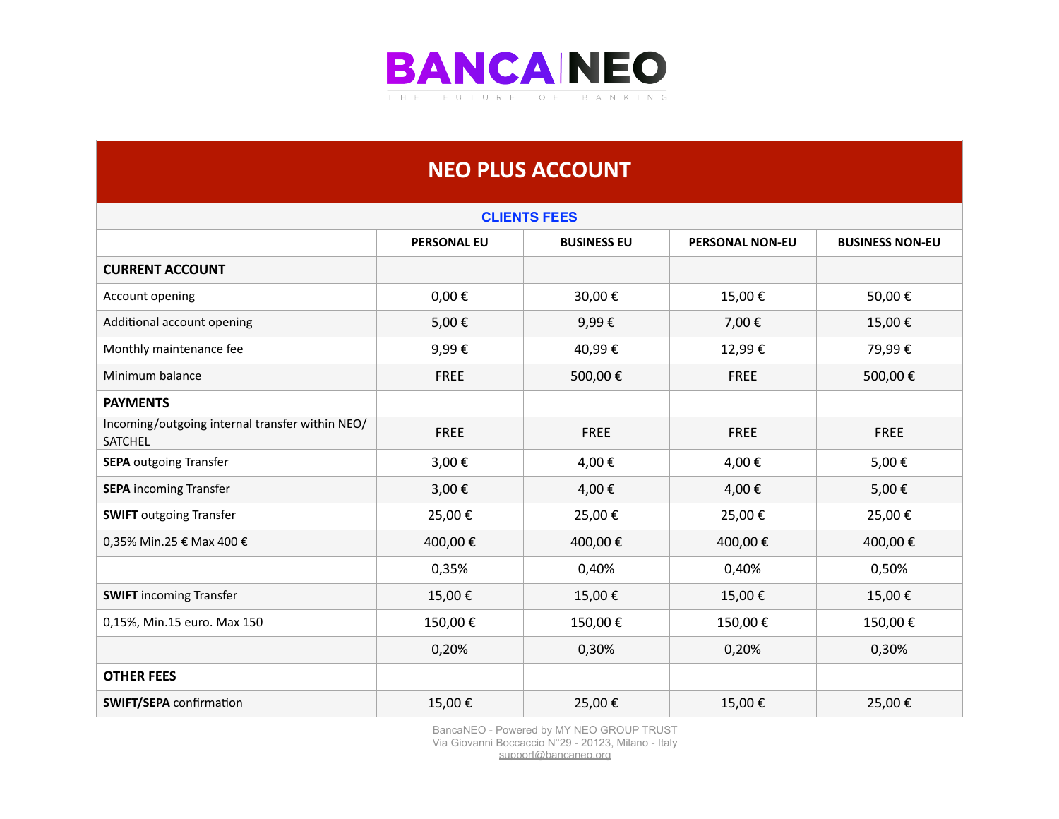# BANCA NEO

THE FUTURE OF BANKING

## NEO PLUS ACCOUNT

| CLIENTS FEES | | | | |
|---|---|---|---|---|
| | PERSONAL EU | BUSINESS EU | PERSONAL NON-EU | BUSINESS NON-EU |
| **CURRENT ACCOUNT** | | | | |
| Account opening | 0,00 € | 30,00 € | 15,00 € | 50,00 € |
| Additional account opening | 5,00 € | 9,99 € | 7,00 € | 15,00 € |
| Monthly maintenance fee | 9,99 € | 40,99 € | 12,99 € | 79,99 € |
| Minimum balance | FREE | 500,00 € | FREE | 500,00 € |
| **PAYMENTS** | | | | |
| Incoming/outgoing internal transfer within NEO/ SATCHEL | FREE | FREE | FREE | FREE |
| **SEPA** outgoing Transfer | 3,00 € | 4,00 € | 4,00 € | 5,00 € |
| **SEPA** incoming Transfer | 3,00 € | 4,00 € | 4,00 € | 5,00 € |
| **SWIFT** outgoing Transfer | 25,00 € | 25,00 € | 25,00 € | 25,00 € |
| 0,35% Min.25 € Max 400 € | 400,00 € | 400,00 € | 400,00 € | 400,00 € |
| | 0,35% | 0,40% | 0,40% | 0,50% |
| **SWIFT** incoming Transfer | 15,00 € | 15,00 € | 15,00 € | 15,00 € |
| 0,15%, Min.15 euro. Max 150 | 150,00 € | 150,00 € | 150,00 € | 150,00 € |
| | 0,20% | 0,30% | 0,20% | 0,30% |
| **OTHER FEES** | | | | |
| **SWIFT/SEPA** confirmation | 15,00 € | 25,00 € | 15,00 € | 25,00 € |

BancaNEO - Powered by MY NEO GROUP TRUST
Via Giovanni Boccaccio N°29 - 20123, Milano - Italy
support@bancaneo.org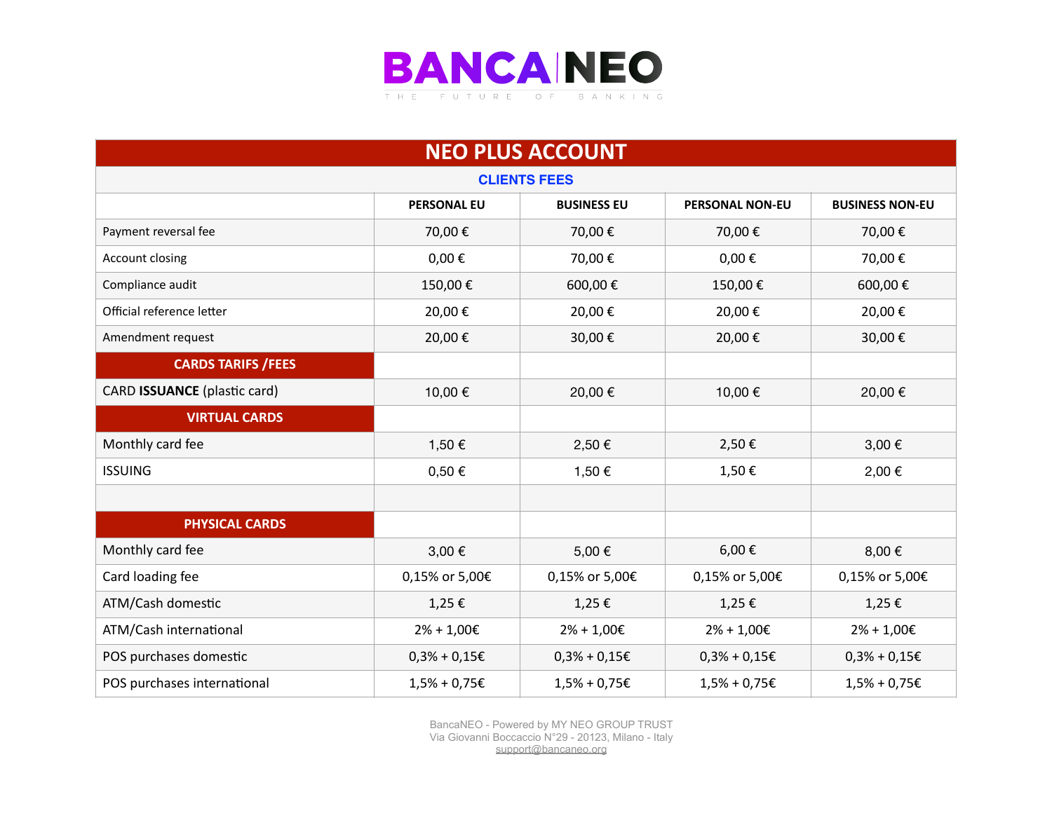# BANCA NEO

THE FUTURE OF BANKING

## NEO PLUS ACCOUNT

### CLIENTS FEES

| | PERSONAL EU | BUSINESS EU | PERSONAL NON-EU | BUSINESS NON-EU |
|---|---|---|---|---|
| Payment reversal fee | 70,00 € | 70,00 € | 70,00 € | 70,00 € |
| Account closing | 0,00 € | 70,00 € | 0,00 € | 70,00 € |
| Compliance audit | 150,00 € | 600,00 € | 150,00 € | 600,00 € |
| Official reference letter | 20,00 € | 20,00 € | 20,00 € | 20,00 € |
| Amendment request | 20,00 € | 30,00 € | 20,00 € | 30,00 € |
| **CARDS TARIFS /FEES** | | | | |
| CARD **ISSUANCE** (plastic card) | 10,00 € | 20,00 € | 10,00 € | 20,00 € |
| **VIRTUAL CARDS** | | | | |
| Monthly card fee | 1,50 € | 2,50 € | 2,50 € | 3,00 € |
| ISSUING | 0,50 € | 1,50 € | 1,50 € | 2,00 € |
| | | | | |
| **PHYSICAL CARDS** | | | | |
| Monthly card fee | 3,00 € | 5,00 € | 6,00 € | 8,00 € |
| Card loading fee | 0,15% or 5,00€ | 0,15% or 5,00€ | 0,15% or 5,00€ | 0,15% or 5,00€ |
| ATM/Cash domestic | 1,25 € | 1,25 € | 1,25 € | 1,25 € |
| ATM/Cash international | 2% + 1,00€ | 2% + 1,00€ | 2% + 1,00€ | 2% + 1,00€ |
| POS purchases domestic | 0,3% + 0,15€ | 0,3% + 0,15€ | 0,3% + 0,15€ | 0,3% + 0,15€ |
| POS purchases international | 1,5% + 0,75€ | 1,5% + 0,75€ | 1,5% + 0,75€ | 1,5% + 0,75€ |

BancaNEO - Powered by MY NEO GROUP TRUST
Via Giovanni Boccaccio N°29 - 20123, Milano - Italy
support@bancaneo.org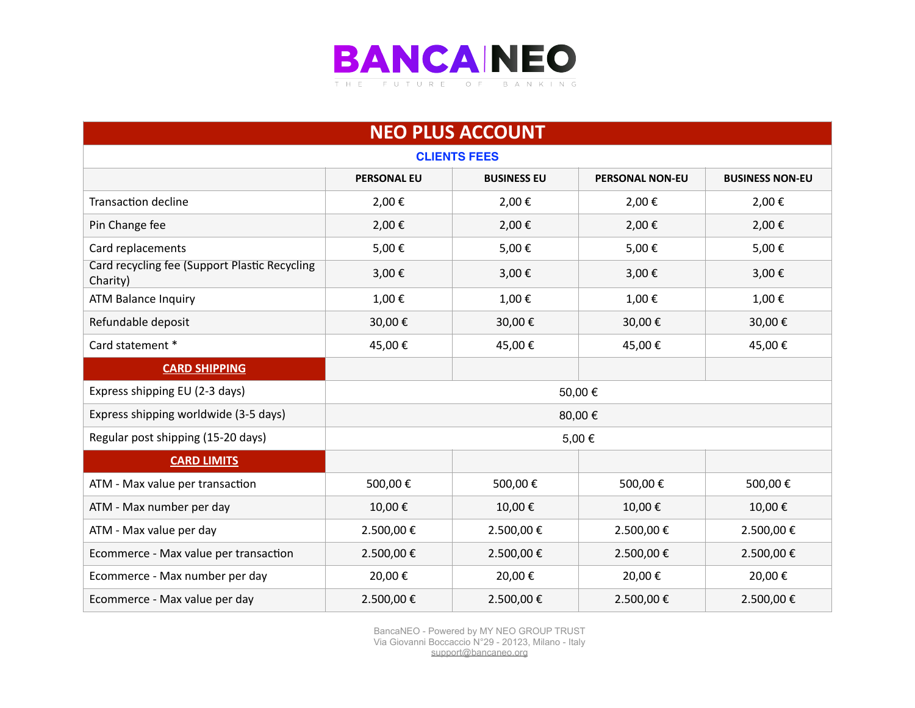# BANCA NEO

THE FUTURE OF BANKING

| NEO PLUS ACCOUNT | | | | |
|---|---|---|---|---|
| **CLIENTS FEES** | | | | |
| | **PERSONAL EU** | **BUSINESS EU** | **PERSONAL NON-EU** | **BUSINESS NON-EU** |
| Transaction decline | 2,00 € | 2,00 € | 2,00 € | 2,00 € |
| Pin Change fee | 2,00 € | 2,00 € | 2,00 € | 2,00 € |
| Card replacements | 5,00 € | 5,00 € | 5,00 € | 5,00 € |
| Card recycling fee (Support Plastic Recycling Charity) | 3,00 € | 3,00 € | 3,00 € | 3,00 € |
| ATM Balance Inquiry | 1,00 € | 1,00 € | 1,00 € | 1,00 € |
| Refundable deposit | 30,00 € | 30,00 € | 30,00 € | 30,00 € |
| Card statement * | 45,00 € | 45,00 € | 45,00 € | 45,00 € |
| **CARD SHIPPING** | | | | |
| Express shipping EU (2-3 days) | 50,00 € | | | |
| Express shipping worldwide (3-5 days) | 80,00 € | | | |
| Regular post shipping (15-20 days) | 5,00 € | | | |
| **CARD LIMITS** | | | | |
| ATM - Max value per transaction | 500,00 € | 500,00 € | 500,00 € | 500,00 € |
| ATM - Max number per day | 10,00 € | 10,00 € | 10,00 € | 10,00 € |
| ATM - Max value per day | 2.500,00 € | 2.500,00 € | 2.500,00 € | 2.500,00 € |
| Ecommerce - Max value per transaction | 2.500,00 € | 2.500,00 € | 2.500,00 € | 2.500,00 € |
| Ecommerce - Max number per day | 20,00 € | 20,00 € | 20,00 € | 20,00 € |
| Ecommerce - Max value per day | 2.500,00 € | 2.500,00 € | 2.500,00 € | 2.500,00 € |

BancaNEO - Powered by MY NEO GROUP TRUST
Via Giovanni Boccaccio N°29 - 20123, Milano - Italy
support@bancaneo.org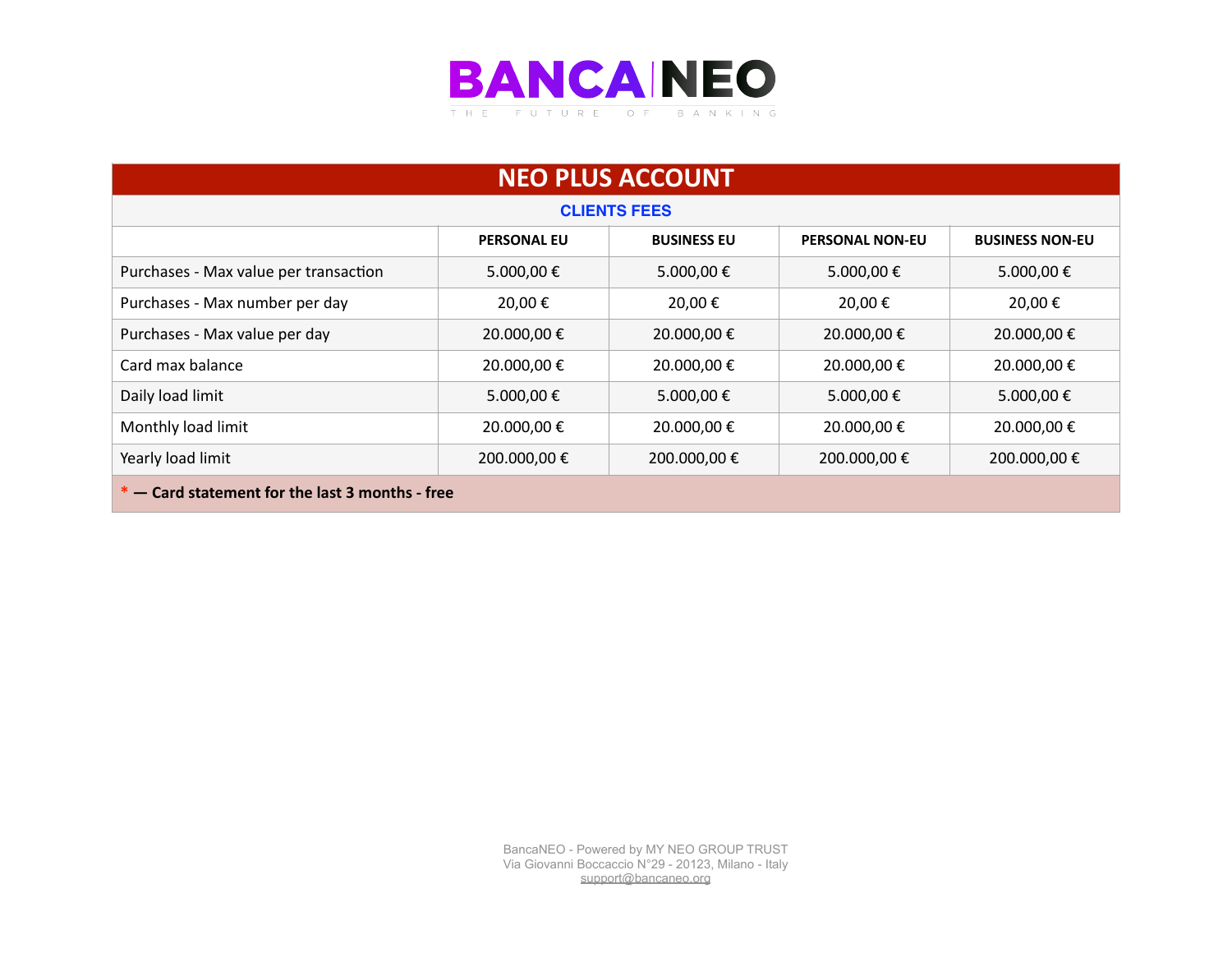# BANCA NEO

THE FUTURE OF BANKING

| NEO PLUS ACCOUNT | | | | |
|---|---|---|---|---|
| **CLIENTS FEES** | | | | |
| | **PERSONAL EU** | **BUSINESS EU** | **PERSONAL NON-EU** | **BUSINESS NON-EU** |
| Purchases - Max value per transaction | 5.000,00 € | 5.000,00 € | 5.000,00 € | 5.000,00 € |
| Purchases - Max number per day | 20,00 € | 20,00 € | 20,00 € | 20,00 € |
| Purchases - Max value per day | 20.000,00 € | 20.000,00 € | 20.000,00 € | 20.000,00 € |
| Card max balance | 20.000,00 € | 20.000,00 € | 20.000,00 € | 20.000,00 € |
| Daily load limit | 5.000,00 € | 5.000,00 € | 5.000,00 € | 5.000,00 € |
| Monthly load limit | 20.000,00 € | 20.000,00 € | 20.000,00 € | 20.000,00 € |
| Yearly load limit | 200.000,00 € | 200.000,00 € | 200.000,00 € | 200.000,00 € |

**\* — Card statement for the last 3 months - free**

BancaNEO - Powered by MY NEO GROUP TRUST
Via Giovanni Boccaccio N°29 - 20123, Milano - Italy
support@bancaneo.org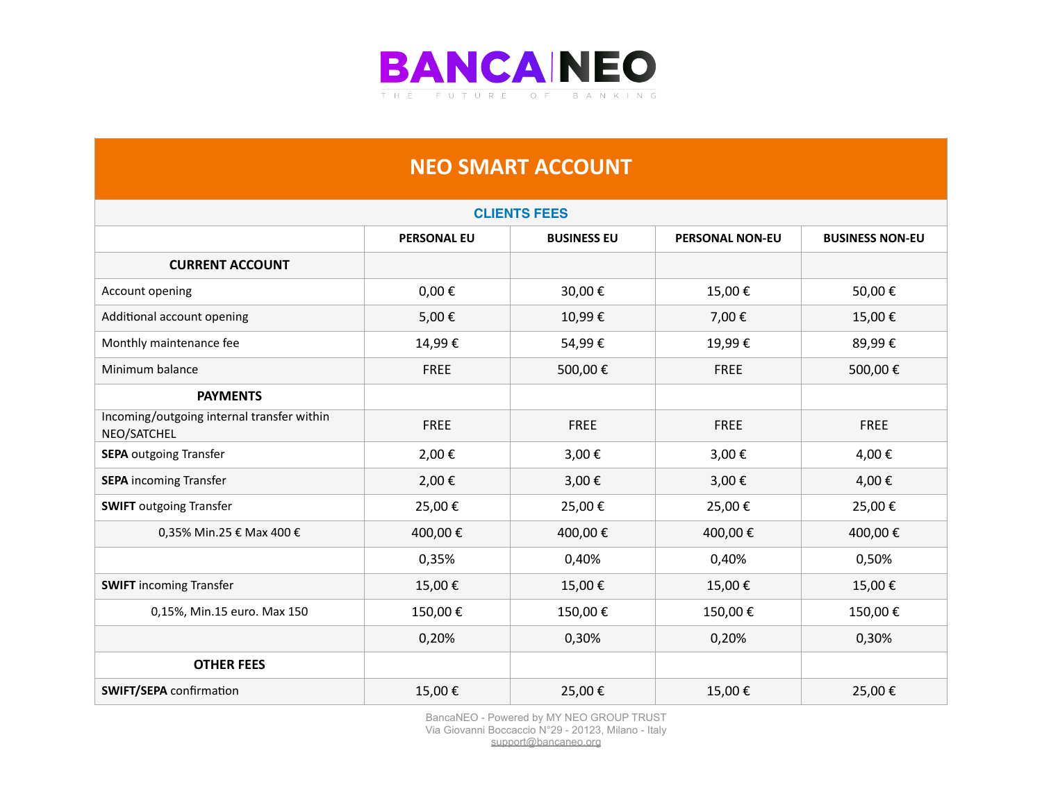# BANCA NEO

THE FUTURE OF BANKING

## NEO SMART ACCOUNT

| CLIENTS FEES | | | | |
|---|---|---|---|---|
| | **PERSONAL EU** | **BUSINESS EU** | **PERSONAL NON-EU** | **BUSINESS NON-EU** |
| **CURRENT ACCOUNT** | | | | |
| Account opening | 0,00 € | 30,00 € | 15,00 € | 50,00 € |
| Additional account opening | 5,00 € | 10,99 € | 7,00 € | 15,00 € |
| Monthly maintenance fee | 14,99 € | 54,99 € | 19,99 € | 89,99 € |
| Minimum balance | FREE | 500,00 € | FREE | 500,00 € |
| **PAYMENTS** | | | | |
| Incoming/outgoing internal transfer within NEO/SATCHEL | FREE | FREE | FREE | FREE |
| **SEPA** outgoing Transfer | 2,00 € | 3,00 € | 3,00 € | 4,00 € |
| **SEPA** incoming Transfer | 2,00 € | 3,00 € | 3,00 € | 4,00 € |
| **SWIFT** outgoing Transfer | 25,00 € | 25,00 € | 25,00 € | 25,00 € |
| 0,35% Min.25 € Max 400 € | 400,00 € | 400,00 € | 400,00 € | 400,00 € |
| | 0,35% | 0,40% | 0,40% | 0,50% |
| **SWIFT** incoming Transfer | 15,00 € | 15,00 € | 15,00 € | 15,00 € |
| 0,15%, Min.15 euro. Max 150 | 150,00 € | 150,00 € | 150,00 € | 150,00 € |
| | 0,20% | 0,30% | 0,20% | 0,30% |
| **OTHER FEES** | | | | |
| **SWIFT/SEPA** confirmation | 15,00 € | 25,00 € | 15,00 € | 25,00 € |

BancaNEO - Powered by MY NEO GROUP TRUST
Via Giovanni Boccaccio N°29 - 20123, Milano - Italy
support@bancaneo.org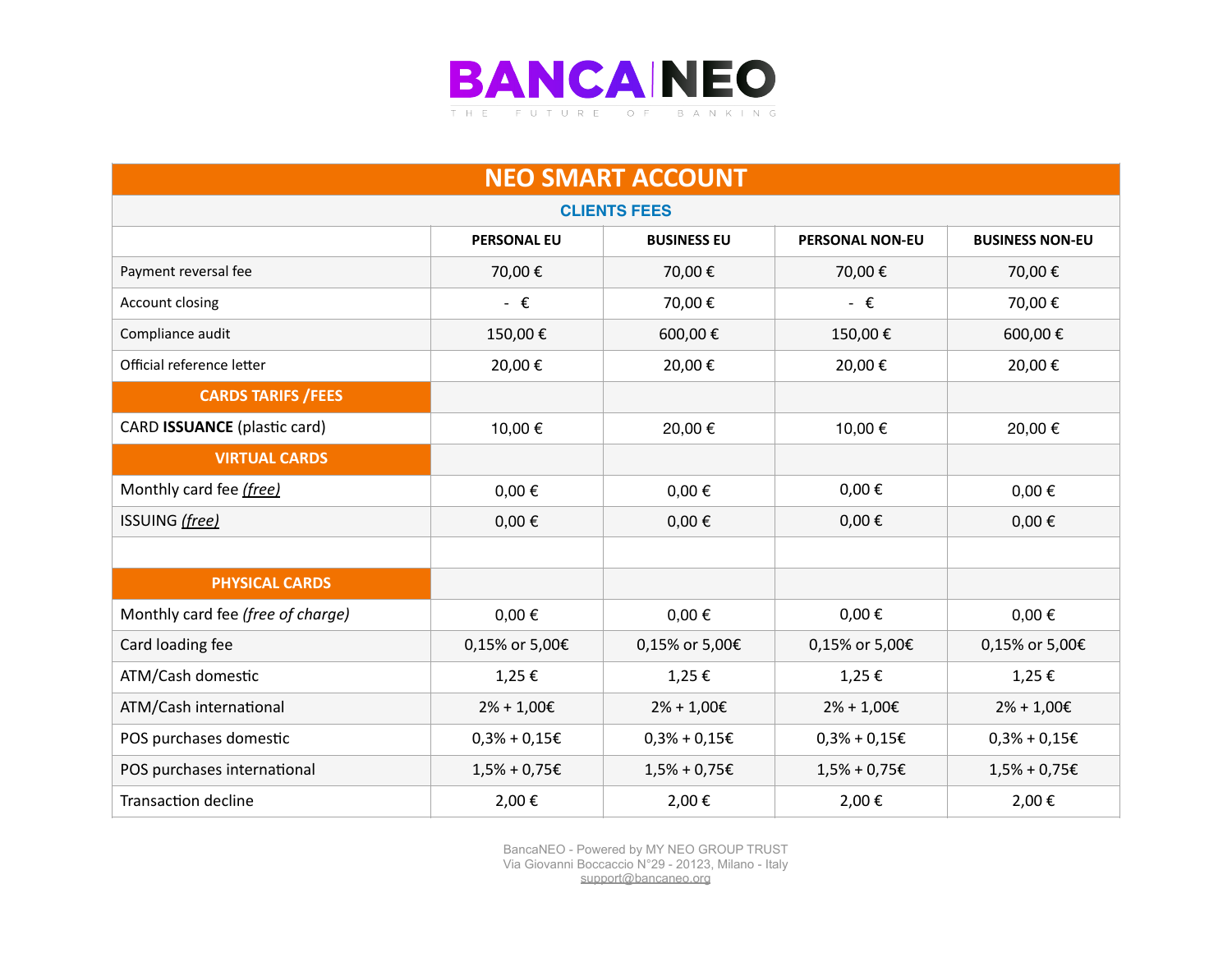# BANCA NEO

THE FUTURE OF BANKING

## NEO SMART ACCOUNT

### CLIENTS FEES

| | PERSONAL EU | BUSINESS EU | PERSONAL NON-EU | BUSINESS NON-EU |
|---|---|---|---|---|
| Payment reversal fee | 70,00 € | 70,00 € | 70,00 € | 70,00 € |
| Account closing | - € | 70,00 € | - € | 70,00 € |
| Compliance audit | 150,00 € | 600,00 € | 150,00 € | 600,00 € |
| Official reference letter | 20,00 € | 20,00 € | 20,00 € | 20,00 € |
| **CARDS TARIFS /FEES** | | | | |
| CARD **ISSUANCE** (plastic card) | 10,00 € | 20,00 € | 10,00 € | 20,00 € |
| **VIRTUAL CARDS** | | | | |
| Monthly card fee *(free)* | 0,00 € | 0,00 € | 0,00 € | 0,00 € |
| ISSUING *(free)* | 0,00 € | 0,00 € | 0,00 € | 0,00 € |
| | | | | |
| **PHYSICAL CARDS** | | | | |
| Monthly card fee *(free of charge)* | 0,00 € | 0,00 € | 0,00 € | 0,00 € |
| Card loading fee | 0,15% or 5,00€ | 0,15% or 5,00€ | 0,15% or 5,00€ | 0,15% or 5,00€ |
| ATM/Cash domestic | 1,25 € | 1,25 € | 1,25 € | 1,25 € |
| ATM/Cash international | 2% + 1,00€ | 2% + 1,00€ | 2% + 1,00€ | 2% + 1,00€ |
| POS purchases domestic | 0,3% + 0,15€ | 0,3% + 0,15€ | 0,3% + 0,15€ | 0,3% + 0,15€ |
| POS purchases international | 1,5% + 0,75€ | 1,5% + 0,75€ | 1,5% + 0,75€ | 1,5% + 0,75€ |
| Transaction decline | 2,00 € | 2,00 € | 2,00 € | 2,00 € |

BancaNEO - Powered by MY NEO GROUP TRUST
Via Giovanni Boccaccio N°29 - 20123, Milano - Italy
support@bancaneo.org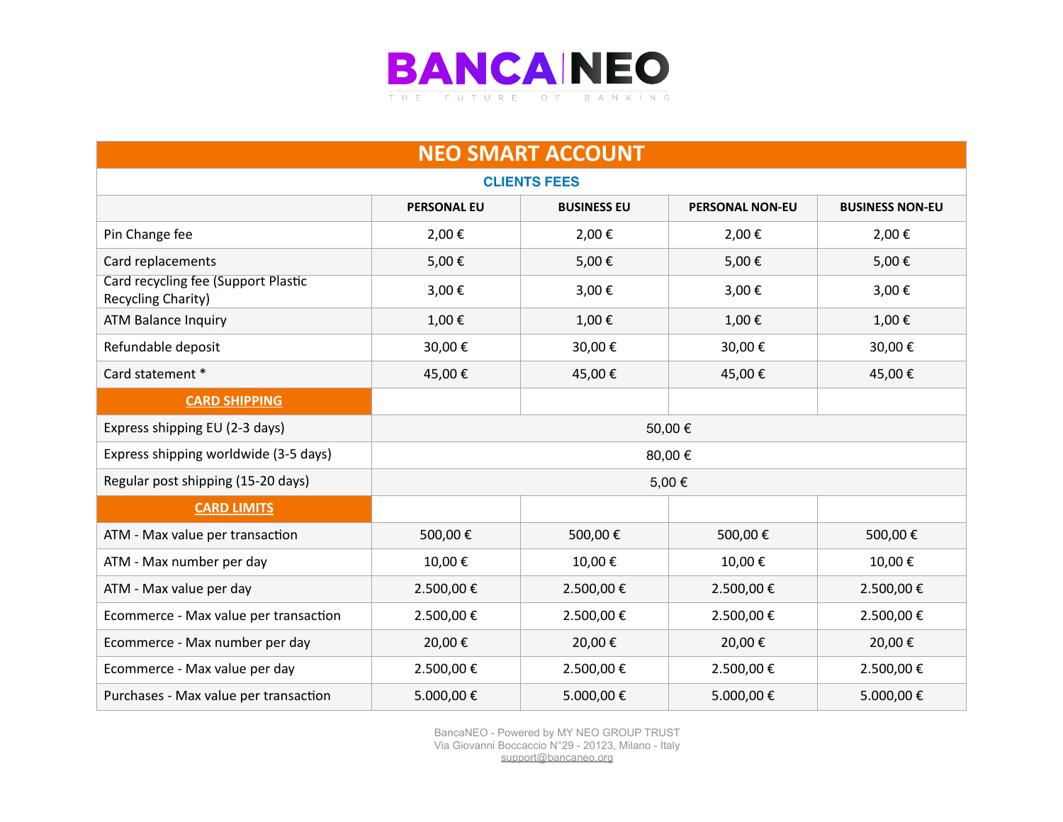# BANCA NEO

THE FUTURE OF BANKING

| NEO SMART ACCOUNT | | | | |
|---|---|---|---|---|
| **CLIENTS FEES** | | | | |
| | **PERSONAL EU** | **BUSINESS EU** | **PERSONAL NON-EU** | **BUSINESS NON-EU** |
| Pin Change fee | 2,00 € | 2,00 € | 2,00 € | 2,00 € |
| Card replacements | 5,00 € | 5,00 € | 5,00 € | 5,00 € |
| Card recycling fee (Support Plastic Recycling Charity) | 3,00 € | 3,00 € | 3,00 € | 3,00 € |
| ATM Balance Inquiry | 1,00 € | 1,00 € | 1,00 € | 1,00 € |
| Refundable deposit | 30,00 € | 30,00 € | 30,00 € | 30,00 € |
| Card statement * | 45,00 € | 45,00 € | 45,00 € | 45,00 € |
| **CARD SHIPPING** | | | | |
| Express shipping EU (2-3 days) | 50,00 € | | | |
| Express shipping worldwide (3-5 days) | 80,00 € | | | |
| Regular post shipping (15-20 days) | 5,00 € | | | |
| **CARD LIMITS** | | | | |
| ATM - Max value per transaction | 500,00 € | 500,00 € | 500,00 € | 500,00 € |
| ATM - Max number per day | 10,00 € | 10,00 € | 10,00 € | 10,00 € |
| ATM - Max value per day | 2.500,00 € | 2.500,00 € | 2.500,00 € | 2.500,00 € |
| Ecommerce - Max value per transaction | 2.500,00 € | 2.500,00 € | 2.500,00 € | 2.500,00 € |
| Ecommerce - Max number per day | 20,00 € | 20,00 € | 20,00 € | 20,00 € |
| Ecommerce - Max value per day | 2.500,00 € | 2.500,00 € | 2.500,00 € | 2.500,00 € |
| Purchases - Max value per transaction | 5.000,00 € | 5.000,00 € | 5.000,00 € | 5.000,00 € |

BancaNEO - Powered by MY NEO GROUP TRUST
Via Giovanni Boccaccio N°29 - 20123, Milano - Italy
support@bancaneo.org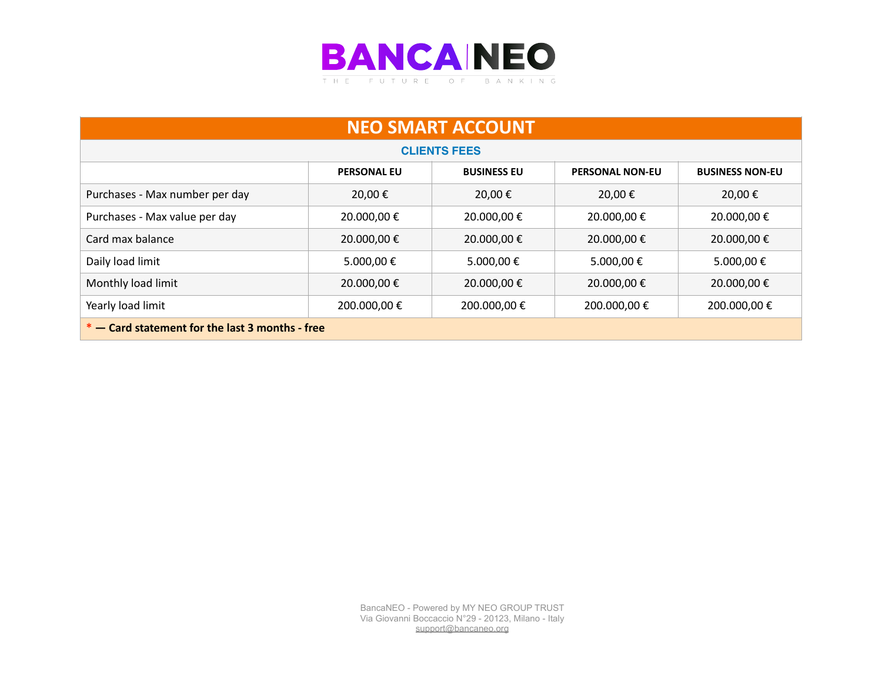BANCA NEO

THE FUTURE OF BANKING

| NEO SMART ACCOUNT | | | | |
|---|---|---|---|---|
| **CLIENTS FEES** | | | | |
| | **PERSONAL EU** | **BUSINESS EU** | **PERSONAL NON-EU** | **BUSINESS NON-EU** |
| Purchases - Max number per day | 20,00 € | 20,00 € | 20,00 € | 20,00 € |
| Purchases - Max value per day | 20.000,00 € | 20.000,00 € | 20.000,00 € | 20.000,00 € |
| Card max balance | 20.000,00 € | 20.000,00 € | 20.000,00 € | 20.000,00 € |
| Daily load limit | 5.000,00 € | 5.000,00 € | 5.000,00 € | 5.000,00 € |
| Monthly load limit | 20.000,00 € | 20.000,00 € | 20.000,00 € | 20.000,00 € |
| Yearly load limit | 200.000,00 € | 200.000,00 € | 200.000,00 € | 200.000,00 € |
| **\* — Card statement for the last 3 months - free** | | | | |

BancaNEO - Powered by MY NEO GROUP TRUST
Via Giovanni Boccaccio N°29 - 20123, Milano - Italy
support@bancaneo.org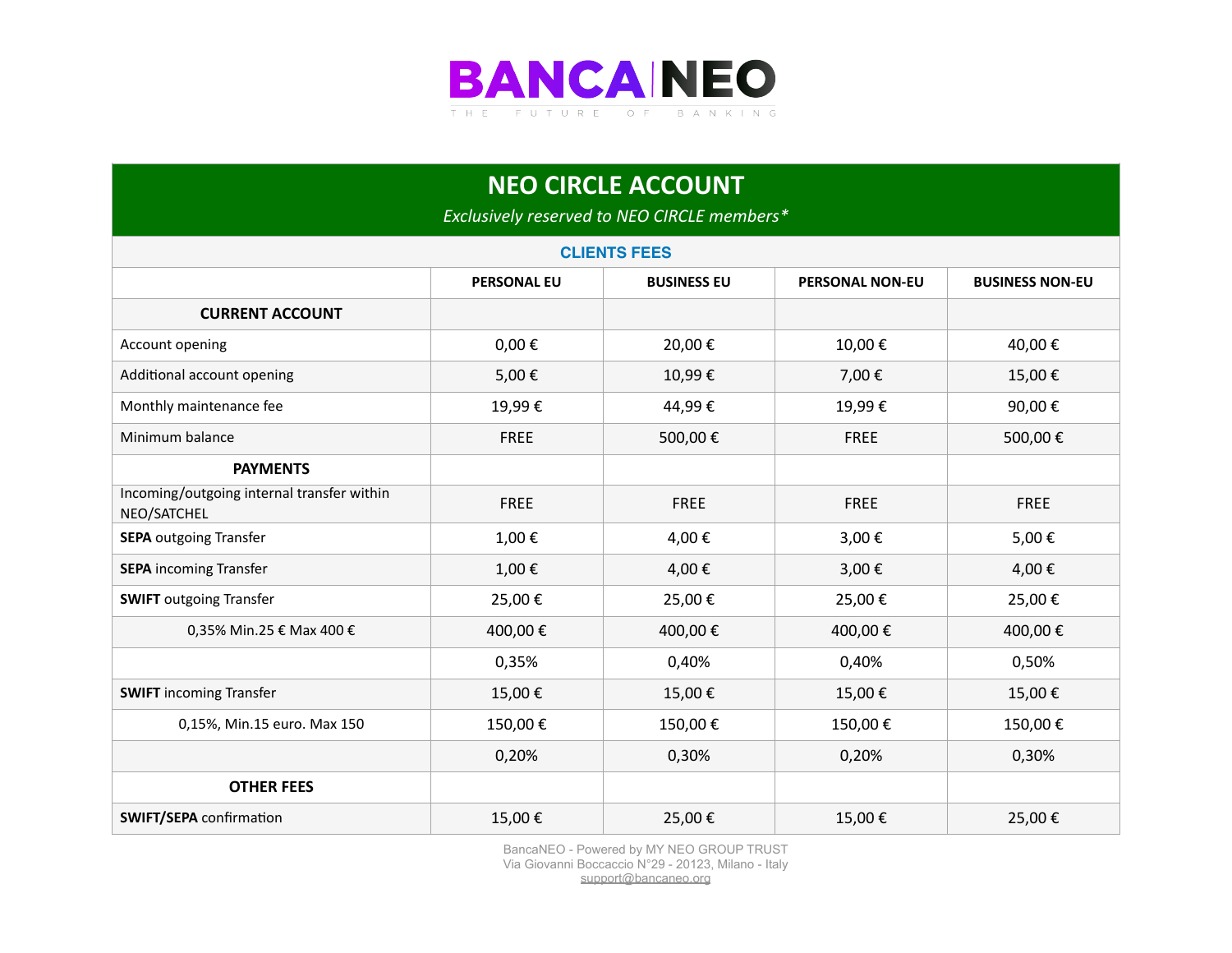# BANCA NEO

THE FUTURE OF BANKING

## NEO CIRCLE ACCOUNT

*Exclusively reserved to NEO CIRCLE members**

### CLIENTS FEES

| | PERSONAL EU | BUSINESS EU | PERSONAL NON-EU | BUSINESS NON-EU |
|---|---|---|---|---|
| **CURRENT ACCOUNT** | | | | |
| Account opening | 0,00 € | 20,00 € | 10,00 € | 40,00 € |
| Additional account opening | 5,00 € | 10,99 € | 7,00 € | 15,00 € |
| Monthly maintenance fee | 19,99 € | 44,99 € | 19,99 € | 90,00 € |
| Minimum balance | FREE | 500,00 € | FREE | 500,00 € |
| **PAYMENTS** | | | | |
| Incoming/outgoing internal transfer within NEO/SATCHEL | FREE | FREE | FREE | FREE |
| **SEPA** outgoing Transfer | 1,00 € | 4,00 € | 3,00 € | 5,00 € |
| **SEPA** incoming Transfer | 1,00 € | 4,00 € | 3,00 € | 4,00 € |
| **SWIFT** outgoing Transfer | 25,00 € | 25,00 € | 25,00 € | 25,00 € |
| 0,35% Min.25 € Max 400 € | 400,00 € | 400,00 € | 400,00 € | 400,00 € |
| | 0,35% | 0,40% | 0,40% | 0,50% |
| **SWIFT** incoming Transfer | 15,00 € | 15,00 € | 15,00 € | 15,00 € |
| 0,15%, Min.15 euro. Max 150 | 150,00 € | 150,00 € | 150,00 € | 150,00 € |
| | 0,20% | 0,30% | 0,20% | 0,30% |
| **OTHER FEES** | | | | |
| **SWIFT/SEPA** confirmation | 15,00 € | 25,00 € | 15,00 € | 25,00 € |

BancaNEO - Powered by MY NEO GROUP TRUST
Via Giovanni Boccaccio N°29 - 20123, Milano - Italy
support@bancaneo.org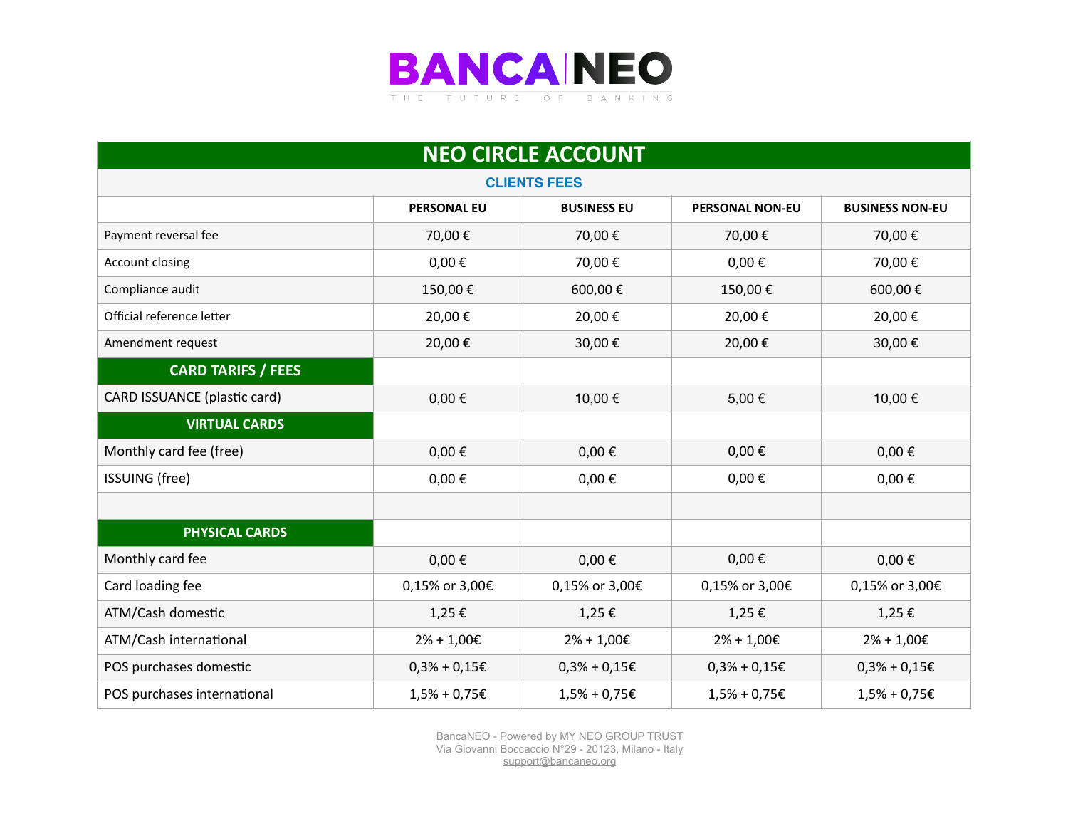# BANCA NEO

THE FUTURE OF BANKING

## NEO CIRCLE ACCOUNT

### CLIENTS FEES

| | PERSONAL EU | BUSINESS EU | PERSONAL NON-EU | BUSINESS NON-EU |
|---|---|---|---|---|
| Payment reversal fee | 70,00 € | 70,00 € | 70,00 € | 70,00 € |
| Account closing | 0,00 € | 70,00 € | 0,00 € | 70,00 € |
| Compliance audit | 150,00 € | 600,00 € | 150,00 € | 600,00 € |
| Official reference letter | 20,00 € | 20,00 € | 20,00 € | 20,00 € |
| Amendment request | 20,00 € | 30,00 € | 20,00 € | 30,00 € |
| **CARD TARIFS / FEES** | | | | |
| CARD ISSUANCE (plastic card) | 0,00 € | 10,00 € | 5,00 € | 10,00 € |
| **VIRTUAL CARDS** | | | | |
| Monthly card fee (free) | 0,00 € | 0,00 € | 0,00 € | 0,00 € |
| ISSUING (free) | 0,00 € | 0,00 € | 0,00 € | 0,00 € |
| | | | | |
| **PHYSICAL CARDS** | | | | |
| Monthly card fee | 0,00 € | 0,00 € | 0,00 € | 0,00 € |
| Card loading fee | 0,15% or 3,00€ | 0,15% or 3,00€ | 0,15% or 3,00€ | 0,15% or 3,00€ |
| ATM/Cash domestic | 1,25 € | 1,25 € | 1,25 € | 1,25 € |
| ATM/Cash international | 2% + 1,00€ | 2% + 1,00€ | 2% + 1,00€ | 2% + 1,00€ |
| POS purchases domestic | 0,3% + 0,15€ | 0,3% + 0,15€ | 0,3% + 0,15€ | 0,3% + 0,15€ |
| POS purchases international | 1,5% + 0,75€ | 1,5% + 0,75€ | 1,5% + 0,75€ | 1,5% + 0,75€ |

BancaNEO - Powered by MY NEO GROUP TRUST
Via Giovanni Boccaccio N°29 - 20123, Milano - Italy
support@bancaneo.org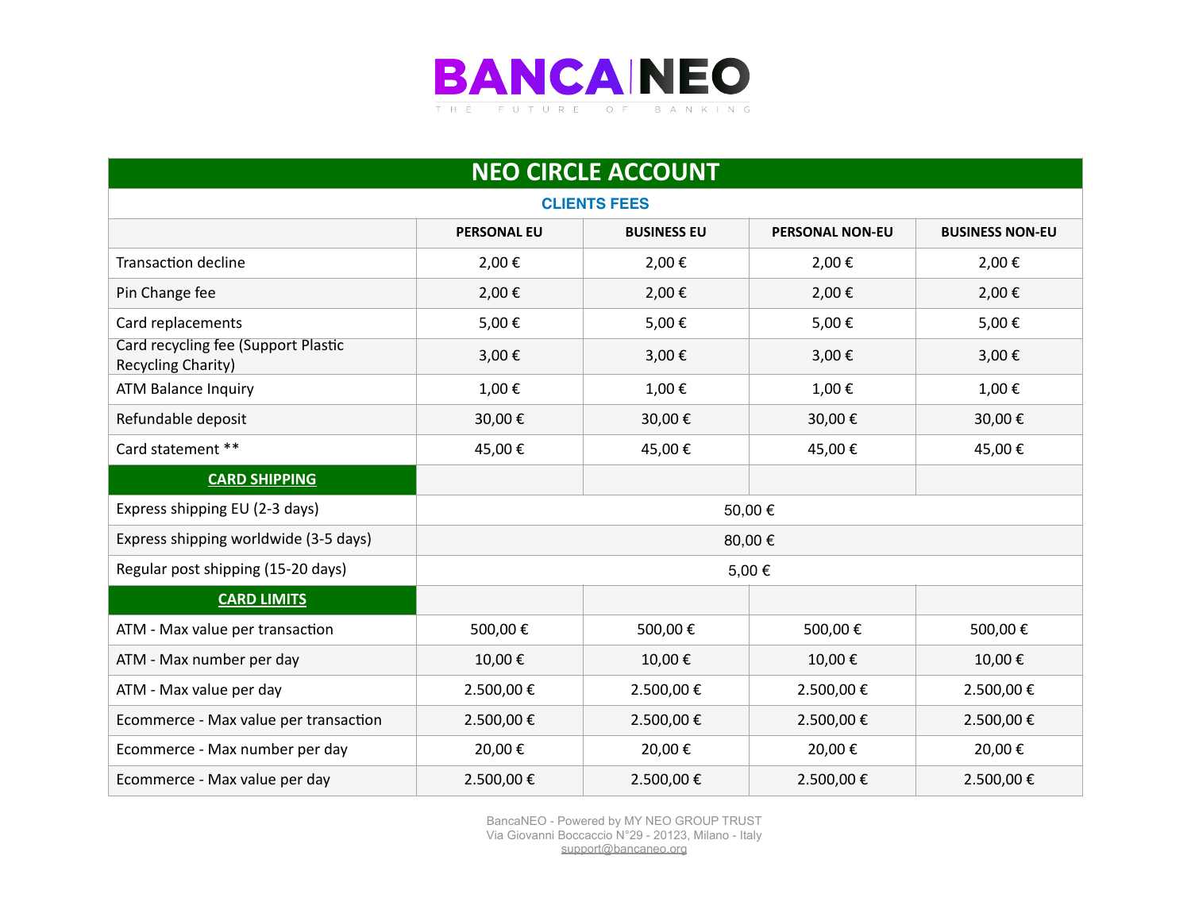# BANCA NEO

THE FUTURE OF BANKING

## NEO CIRCLE ACCOUNT

| CLIENTS FEES | | | | |
|---|---|---|---|---|
| | PERSONAL EU | BUSINESS EU | PERSONAL NON-EU | BUSINESS NON-EU |
| Transaction decline | 2,00 € | 2,00 € | 2,00 € | 2,00 € |
| Pin Change fee | 2,00 € | 2,00 € | 2,00 € | 2,00 € |
| Card replacements | 5,00 € | 5,00 € | 5,00 € | 5,00 € |
| Card recycling fee (Support Plastic Recycling Charity) | 3,00 € | 3,00 € | 3,00 € | 3,00 € |
| ATM Balance Inquiry | 1,00 € | 1,00 € | 1,00 € | 1,00 € |
| Refundable deposit | 30,00 € | 30,00 € | 30,00 € | 30,00 € |
| Card statement ** | 45,00 € | 45,00 € | 45,00 € | 45,00 € |
| **CARD SHIPPING** | | | | |
| Express shipping EU (2-3 days) | 50,00 € | | | |
| Express shipping worldwide (3-5 days) | 80,00 € | | | |
| Regular post shipping (15-20 days) | 5,00 € | | | |
| **CARD LIMITS** | | | | |
| ATM - Max value per transaction | 500,00 € | 500,00 € | 500,00 € | 500,00 € |
| ATM - Max number per day | 10,00 € | 10,00 € | 10,00 € | 10,00 € |
| ATM - Max value per day | 2.500,00 € | 2.500,00 € | 2.500,00 € | 2.500,00 € |
| Ecommerce - Max value per transaction | 2.500,00 € | 2.500,00 € | 2.500,00 € | 2.500,00 € |
| Ecommerce - Max number per day | 20,00 € | 20,00 € | 20,00 € | 20,00 € |
| Ecommerce - Max value per day | 2.500,00 € | 2.500,00 € | 2.500,00 € | 2.500,00 € |

BancaNEO - Powered by MY NEO GROUP TRUST
Via Giovanni Boccaccio N°29 - 20123, Milano - Italy
support@bancaneo.org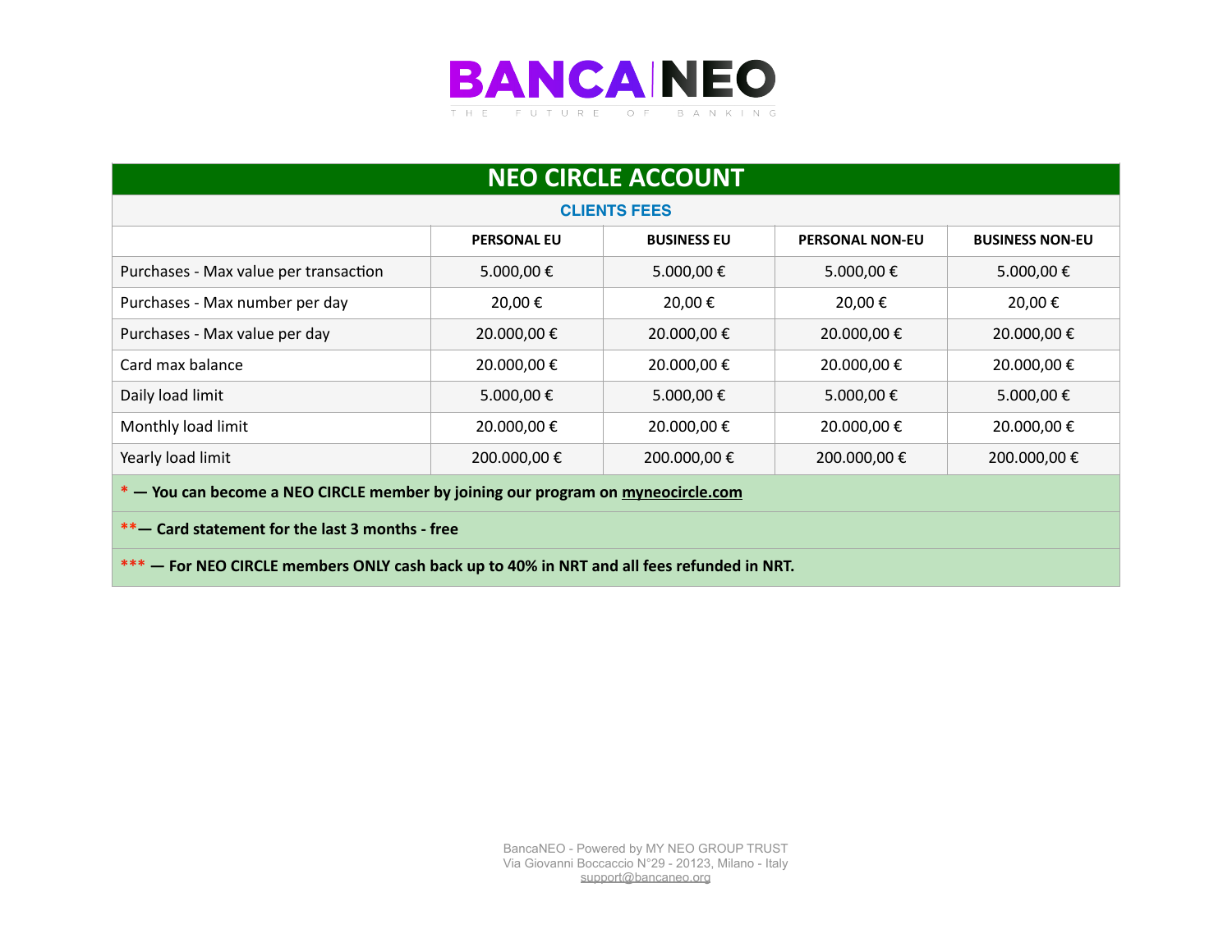BANCA NEO

THE FUTURE OF BANKING

# NEO CIRCLE ACCOUNT

## CLIENTS FEES

| | PERSONAL EU | BUSINESS EU | PERSONAL NON-EU | BUSINESS NON-EU |
|---|---|---|---|---|
| Purchases - Max value per transaction | 5.000,00 € | 5.000,00 € | 5.000,00 € | 5.000,00 € |
| Purchases - Max number per day | 20,00 € | 20,00 € | 20,00 € | 20,00 € |
| Purchases - Max value per day | 20.000,00 € | 20.000,00 € | 20.000,00 € | 20.000,00 € |
| Card max balance | 20.000,00 € | 20.000,00 € | 20.000,00 € | 20.000,00 € |
| Daily load limit | 5.000,00 € | 5.000,00 € | 5.000,00 € | 5.000,00 € |
| Monthly load limit | 20.000,00 € | 20.000,00 € | 20.000,00 € | 20.000,00 € |
| Yearly load limit | 200.000,00 € | 200.000,00 € | 200.000,00 € | 200.000,00 € |

**\* — You can become a NEO CIRCLE member by joining our program on myneocircle.com**

**\*\*— Card statement for the last 3 months - free**

**\*\*\* — For NEO CIRCLE members ONLY cash back up to 40% in NRT and all fees refunded in NRT.**

BancaNEO - Powered by MY NEO GROUP TRUST
Via Giovanni Boccaccio N°29 - 20123, Milano - Italy
support@bancaneo.org